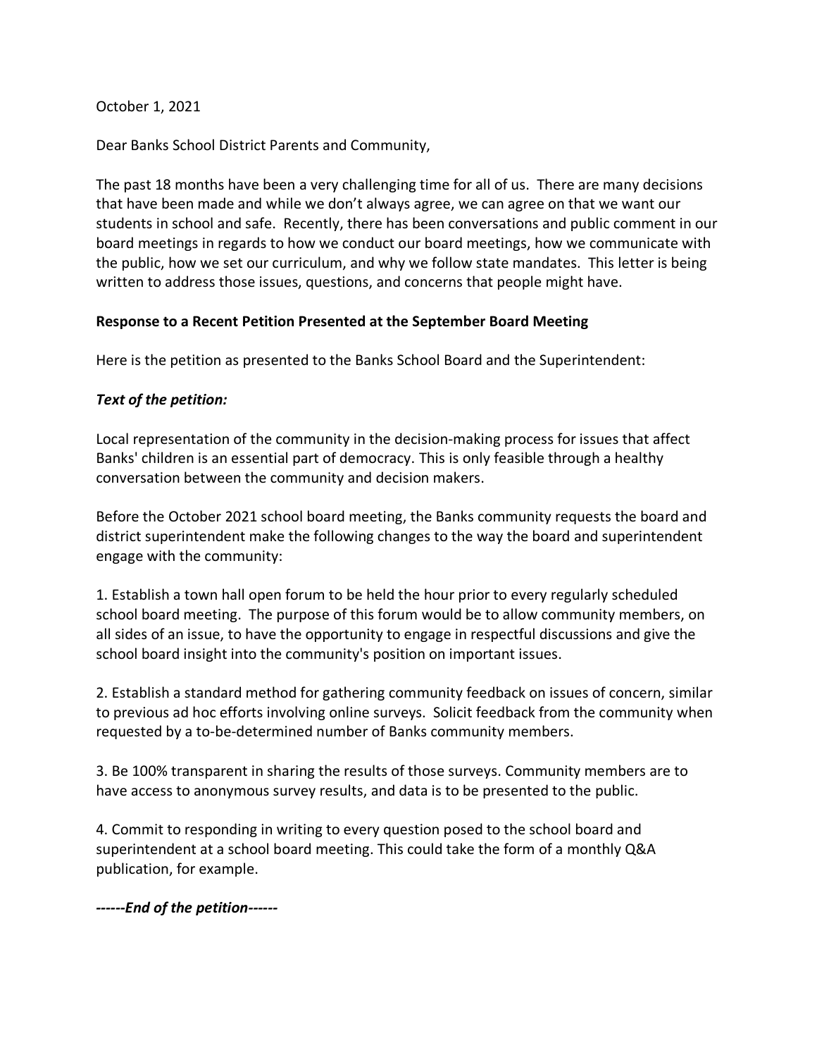October 1, 2021

Dear Banks School District Parents and Community,

The past 18 months have been a very challenging time for all of us. There are many decisions that have been made and while we don't always agree, we can agree on that we want our students in school and safe. Recently, there has been conversations and public comment in our board meetings in regards to how we conduct our board meetings, how we communicate with the public, how we set our curriculum, and why we follow state mandates. This letter is being written to address those issues, questions, and concerns that people might have.

**Response to a Recent Petition Presented at the September Board Meeting**

Here is the petition as presented to the Banks School Board and the Superintendent:

***Text of the petition:***

Local representation of the community in the decision-making process for issues that affect Banks' children is an essential part of democracy. This is only feasible through a healthy conversation between the community and decision makers.

Before the October 2021 school board meeting, the Banks community requests the board and district superintendent make the following changes to the way the board and superintendent engage with the community:

1. Establish a town hall open forum to be held the hour prior to every regularly scheduled school board meeting. The purpose of this forum would be to allow community members, on all sides of an issue, to have the opportunity to engage in respectful discussions and give the school board insight into the community's position on important issues.

2. Establish a standard method for gathering community feedback on issues of concern, similar to previous ad hoc efforts involving online surveys. Solicit feedback from the community when requested by a to-be-determined number of Banks community members.

3. Be 100% transparent in sharing the results of those surveys. Community members are to have access to anonymous survey results, and data is to be presented to the public.

4. Commit to responding in writing to every question posed to the school board and superintendent at a school board meeting. This could take the form of a monthly Q&A publication, for example.

***------End of the petition------***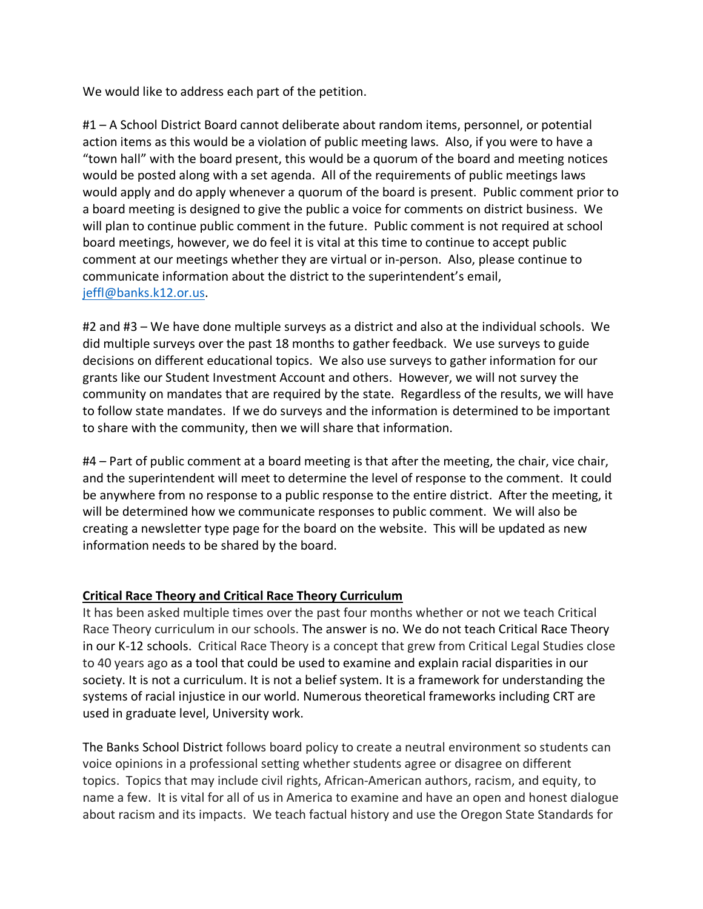We would like to address each part of the petition.

#1 – A School District Board cannot deliberate about random items, personnel, or potential action items as this would be a violation of public meeting laws. Also, if you were to have a "town hall" with the board present, this would be a quorum of the board and meeting notices would be posted along with a set agenda. All of the requirements of public meetings laws would apply and do apply whenever a quorum of the board is present. Public comment prior to a board meeting is designed to give the public a voice for comments on district business. We will plan to continue public comment in the future. Public comment is not required at school board meetings, however, we do feel it is vital at this time to continue to accept public comment at our meetings whether they are virtual or in-person. Also, please continue to communicate information about the district to the superintendent's email, [jeffl@banks.k12.or.us](mailto:jeffl@banks.k12.or.us).

#2 and #3 – We have done multiple surveys as a district and also at the individual schools. We did multiple surveys over the past 18 months to gather feedback. We use surveys to guide decisions on different educational topics. We also use surveys to gather information for our grants like our Student Investment Account and others. However, we will not survey the community on mandates that are required by the state. Regardless of the results, we will have to follow state mandates. If we do surveys and the information is determined to be important to share with the community, then we will share that information.

#4 – Part of public comment at a board meeting is that after the meeting, the chair, vice chair, and the superintendent will meet to determine the level of response to the comment. It could be anywhere from no response to a public response to the entire district. After the meeting, it will be determined how we communicate responses to public comment. We will also be creating a newsletter type page for the board on the website. This will be updated as new information needs to be shared by the board.

**Critical Race Theory and Critical Race Theory Curriculum**

It has been asked multiple times over the past four months whether or not we teach Critical Race Theory curriculum in our schools. The answer is no. We do not teach Critical Race Theory in our K-12 schools. Critical Race Theory is a concept that grew from Critical Legal Studies close to 40 years ago as a tool that could be used to examine and explain racial disparities in our society. It is not a curriculum. It is not a belief system. It is a framework for understanding the systems of racial injustice in our world. Numerous theoretical frameworks including CRT are used in graduate level, University work.

The Banks School District follows board policy to create a neutral environment so students can voice opinions in a professional setting whether students agree or disagree on different topics. Topics that may include civil rights, African-American authors, racism, and equity, to name a few. It is vital for all of us in America to examine and have an open and honest dialogue about racism and its impacts. We teach factual history and use the Oregon State Standards for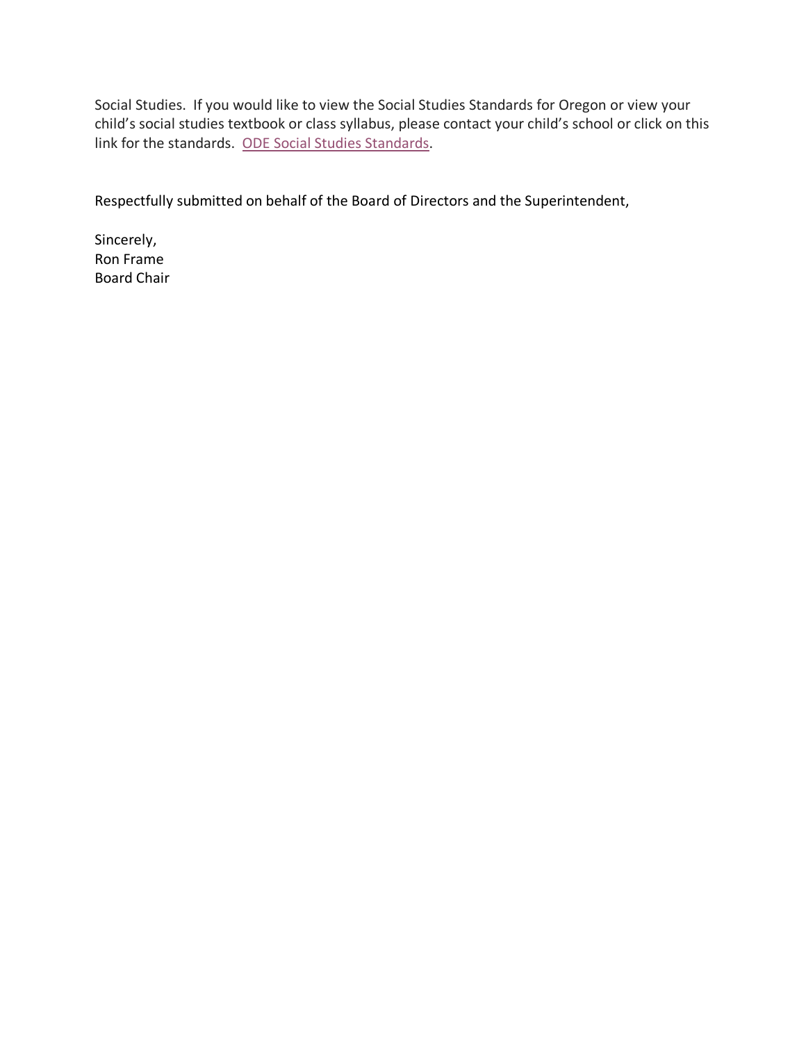Social Studies. If you would like to view the Social Studies Standards for Oregon or view your child's social studies textbook or class syllabus, please contact your child's school or click on this link for the standards. ODE Social Studies Standards.

Respectfully submitted on behalf of the Board of Directors and the Superintendent,

Sincerely,
Ron Frame
Board Chair